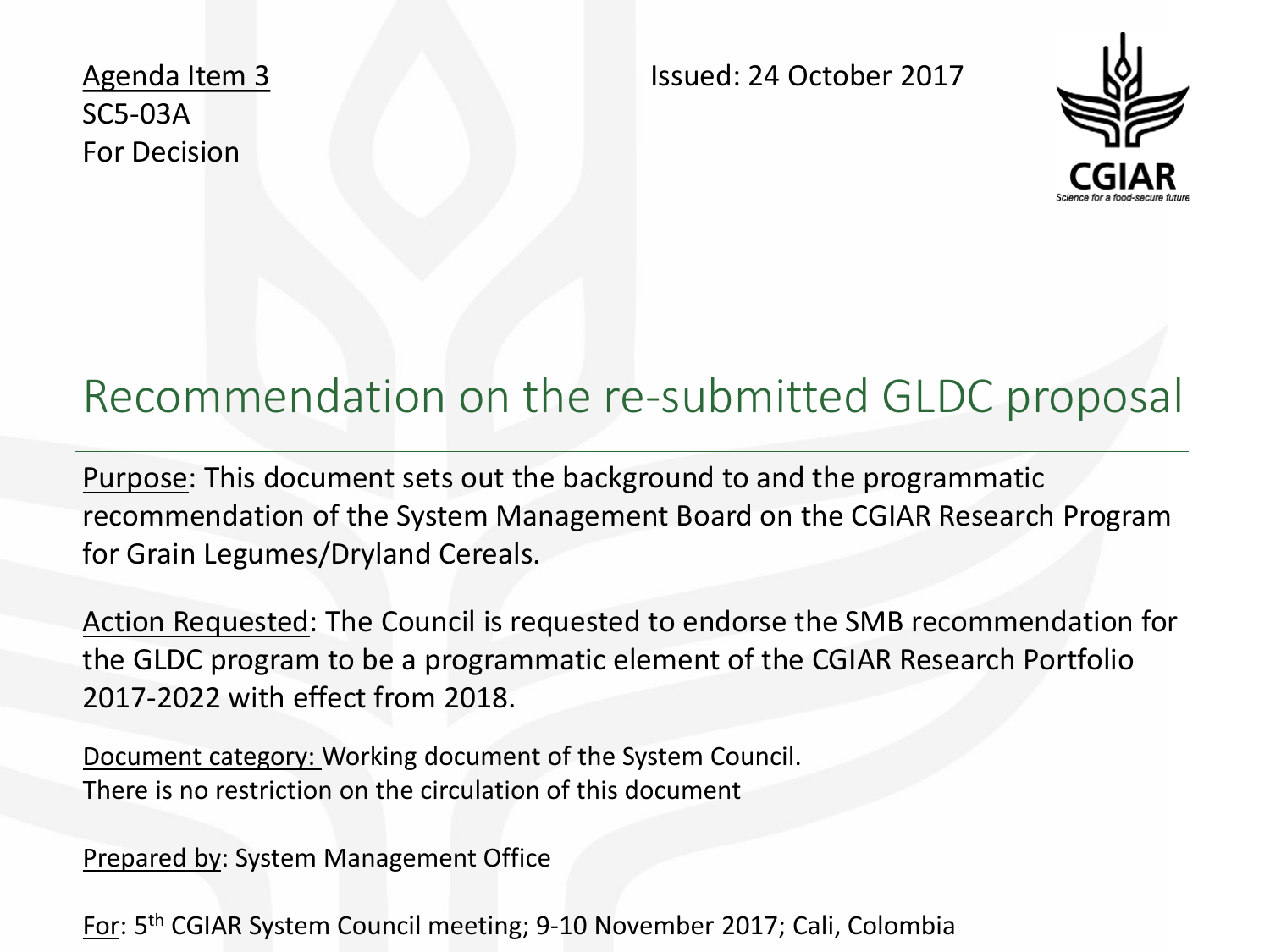Agenda Item 3
SC5-03A
For Decision

Issued: 24 October 2017

# Recommendation on the re-submitted GLDC proposal

Purpose: This document sets out the background to and the programmatic recommendation of the System Management Board on the CGIAR Research Program for Grain Legumes/Dryland Cereals.

Action Requested: The Council is requested to endorse the SMB recommendation for the GLDC program to be a programmatic element of the CGIAR Research Portfolio 2017-2022 with effect from 2018.

Document category: Working document of the System Council.
There is no restriction on the circulation of this document

Prepared by: System Management Office

For: 5th CGIAR System Council meeting; 9-10 November 2017; Cali, Colombia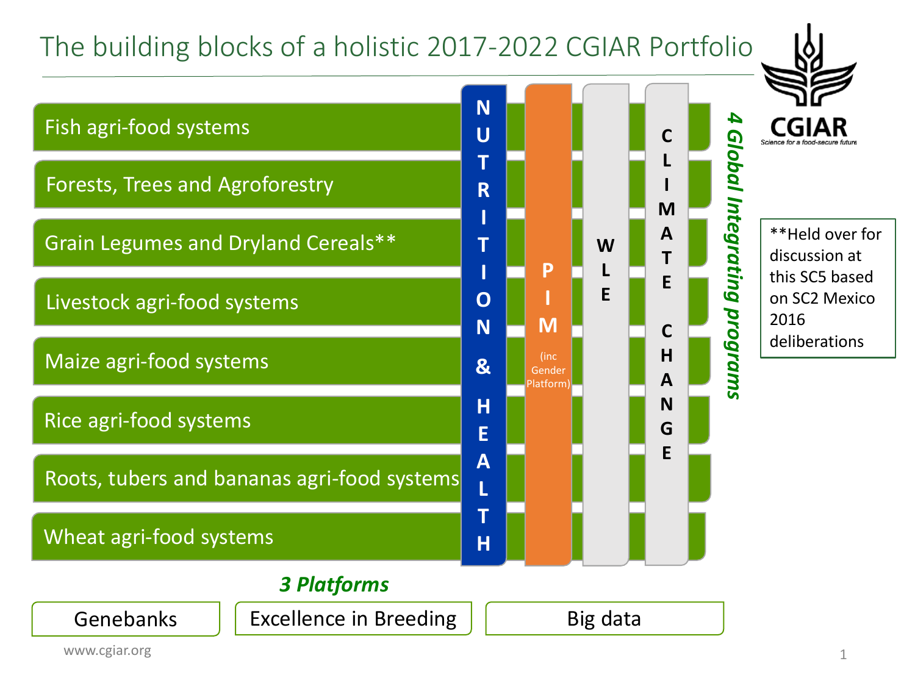# The building blocks of a holistic 2017-2022 CGIAR Portfolio

- Fish agri-food systems
- Forests, Trees and Agroforestry
- Grain Legumes and Dryland Cereals**
- Livestock agri-food systems
- Maize agri-food systems
- Rice agri-food systems
- Roots, tubers and bananas agri-food systems
- Wheat agri-food systems

***4 Global Integrating programs***

- NUTRITION & HEALTH
- PIM (inc Gender Platform)
- WLE
- CLIMATE CHANGE

***3 Platforms***

- Genebanks
- Excellence in Breeding
- Big data

**Held over for discussion at this SC5 based on SC2 Mexico 2016 deliberations

CGIAR
Science for a food-secure future

www.cgiar.org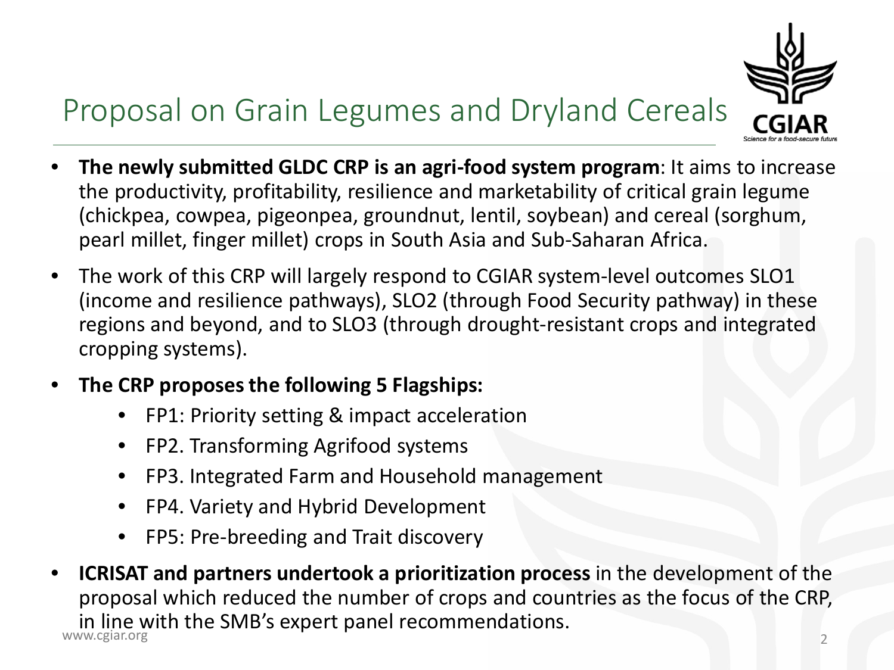# Proposal on Grain Legumes and Dryland Cereals

- **The newly submitted GLDC CRP is an agri-food system program**: It aims to increase the productivity, profitability, resilience and marketability of critical grain legume (chickpea, cowpea, pigeonpea, groundnut, lentil, soybean) and cereal (sorghum, pearl millet, finger millet) crops in South Asia and Sub-Saharan Africa.
- The work of this CRP will largely respond to CGIAR system-level outcomes SLO1 (income and resilience pathways), SLO2 (through Food Security pathway) in these regions and beyond, and to SLO3 (through drought-resistant crops and integrated cropping systems).
- **The CRP proposes the following 5 Flagships:**
  - FP1: Priority setting & impact acceleration
  - FP2. Transforming Agrifood systems
  - FP3. Integrated Farm and Household management
  - FP4. Variety and Hybrid Development
  - FP5: Pre-breeding and Trait discovery
- **ICRISAT and partners undertook a prioritization process** in the development of the proposal which reduced the number of crops and countries as the focus of the CRP, in line with the SMB's expert panel recommendations.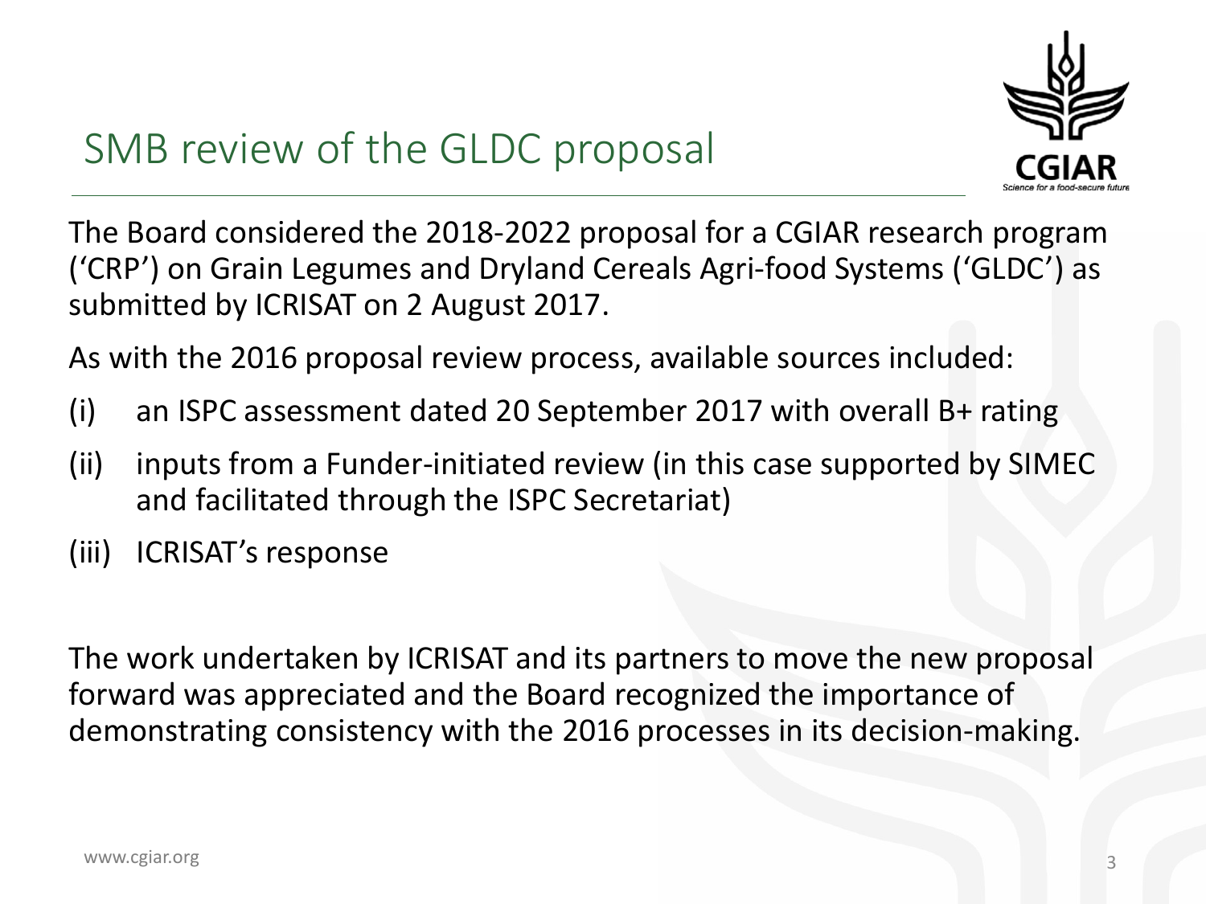# SMB review of the GLDC proposal

The Board considered the 2018-2022 proposal for a CGIAR research program ('CRP') on Grain Legumes and Dryland Cereals Agri-food Systems ('GLDC') as submitted by ICRISAT on 2 August 2017.

As with the 2016 proposal review process, available sources included:

(i) an ISPC assessment dated 20 September 2017 with overall B+ rating

(ii) inputs from a Funder-initiated review (in this case supported by SIMEC and facilitated through the ISPC Secretariat)

(iii) ICRISAT's response

The work undertaken by ICRISAT and its partners to move the new proposal forward was appreciated and the Board recognized the importance of demonstrating consistency with the 2016 processes in its decision-making.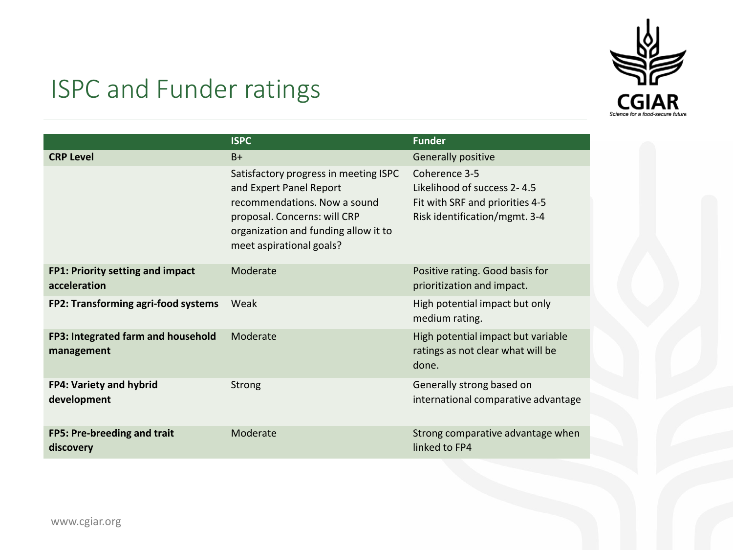# ISPC and Funder ratings

| | ISPC | Funder |
|---|---|---|
| **CRP Level** | B+ | Generally positive |
| | Satisfactory progress in meeting ISPC and Expert Panel Report recommendations. Now a sound proposal. Concerns: will CRP organization and funding allow it to meet aspirational goals? | Coherence 3-5<br>Likelihood of success 2- 4.5<br>Fit with SRF and priorities 4-5<br>Risk identification/mgmt. 3-4 |
| **FP1: Priority setting and impact acceleration** | Moderate | Positive rating. Good basis for prioritization and impact. |
| **FP2: Transforming agri-food systems** | Weak | High potential impact but only medium rating. |
| **FP3: Integrated farm and household management** | Moderate | High potential impact but variable ratings as not clear what will be done. |
| **FP4: Variety and hybrid development** | Strong | Generally strong based on international comparative advantage |
| **FP5: Pre-breeding and trait discovery** | Moderate | Strong comparative advantage when linked to FP4 |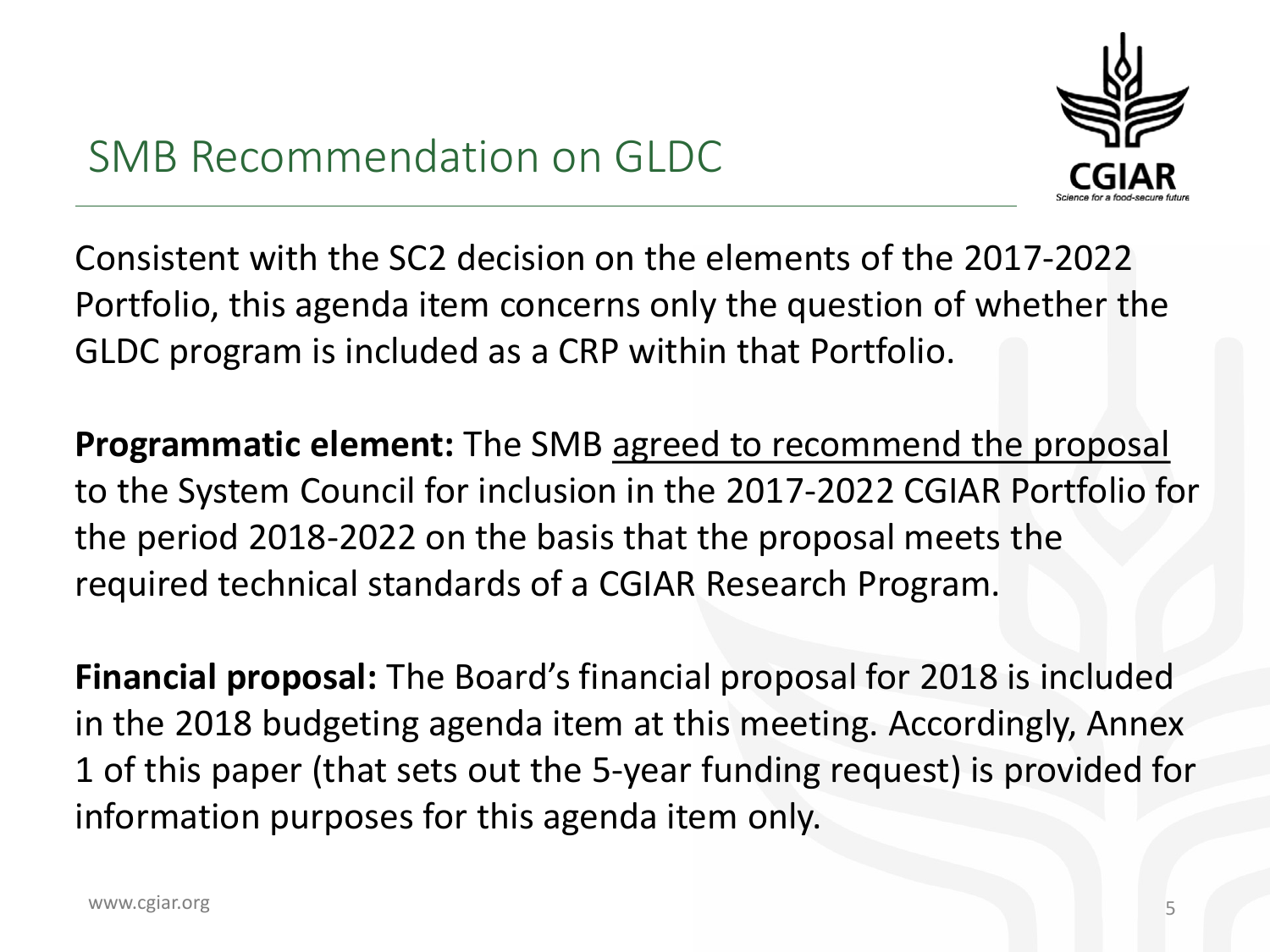# SMB Recommendation on GLDC

Consistent with the SC2 decision on the elements of the 2017-2022 Portfolio, this agenda item concerns only the question of whether the GLDC program is included as a CRP within that Portfolio.

**Programmatic element:** The SMB agreed to recommend the proposal to the System Council for inclusion in the 2017-2022 CGIAR Portfolio for the period 2018-2022 on the basis that the proposal meets the required technical standards of a CGIAR Research Program.

**Financial proposal:** The Board's financial proposal for 2018 is included in the 2018 budgeting agenda item at this meeting. Accordingly, Annex 1 of this paper (that sets out the 5-year funding request) is provided for information purposes for this agenda item only.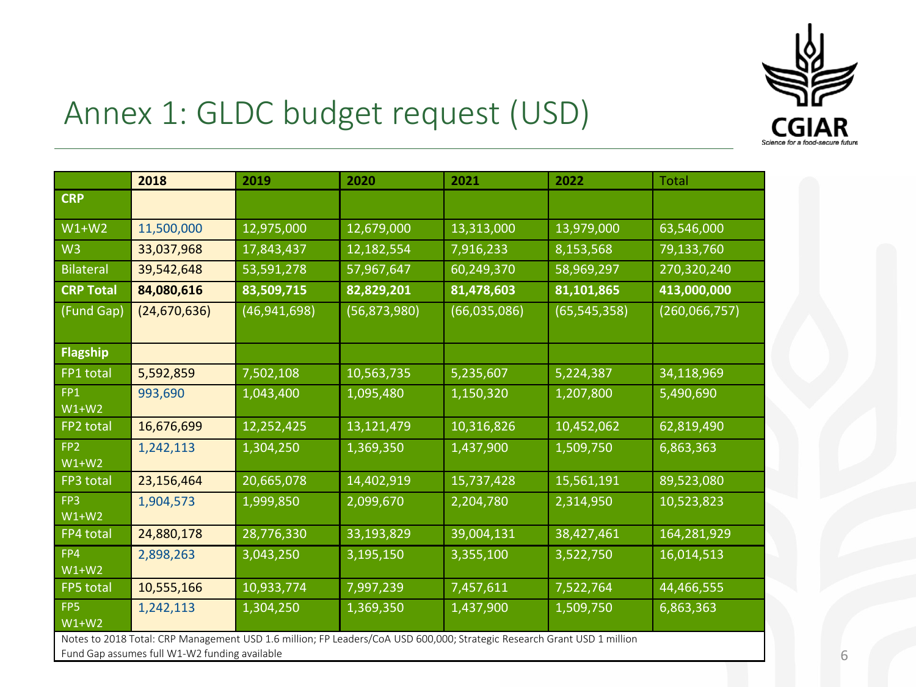# Annex 1: GLDC budget request (USD)

| | 2018 | 2019 | 2020 | 2021 | 2022 | Total |
|---|---|---|---|---|---|---|
| **CRP** | | | | | | |
| W1+W2 | 11,500,000 | 12,975,000 | 12,679,000 | 13,313,000 | 13,979,000 | 63,546,000 |
| W3 | 33,037,968 | 17,843,437 | 12,182,554 | 7,916,233 | 8,153,568 | 79,133,760 |
| Bilateral | 39,542,648 | 53,591,278 | 57,967,647 | 60,249,370 | 58,969,297 | 270,320,240 |
| **CRP Total** | **84,080,616** | **83,509,715** | **82,829,201** | **81,478,603** | **81,101,865** | **413,000,000** |
| (Fund Gap) | (24,670,636) | (46,941,698) | (56,873,980) | (66,035,086) | (65,545,358) | (260,066,757) |
| **Flagship** | | | | | | |
| FP1 total | 5,592,859 | 7,502,108 | 10,563,735 | 5,235,607 | 5,224,387 | 34,118,969 |
| FP1 W1+W2 | 993,690 | 1,043,400 | 1,095,480 | 1,150,320 | 1,207,800 | 5,490,690 |
| FP2 total | 16,676,699 | 12,252,425 | 13,121,479 | 10,316,826 | 10,452,062 | 62,819,490 |
| FP2 W1+W2 | 1,242,113 | 1,304,250 | 1,369,350 | 1,437,900 | 1,509,750 | 6,863,363 |
| FP3 total | 23,156,464 | 20,665,078 | 14,402,919 | 15,737,428 | 15,561,191 | 89,523,080 |
| FP3 W1+W2 | 1,904,573 | 1,999,850 | 2,099,670 | 2,204,780 | 2,314,950 | 10,523,823 |
| FP4 total | 24,880,178 | 28,776,330 | 33,193,829 | 39,004,131 | 38,427,461 | 164,281,929 |
| FP4 W1+W2 | 2,898,263 | 3,043,250 | 3,195,150 | 3,355,100 | 3,522,750 | 16,014,513 |
| FP5 total | 10,555,166 | 10,933,774 | 7,997,239 | 7,457,611 | 7,522,764 | 44,466,555 |
| FP5 W1+W2 | 1,242,113 | 1,304,250 | 1,369,350 | 1,437,900 | 1,509,750 | 6,863,363 |

Notes to 2018 Total: CRP Management USD 1.6 million; FP Leaders/CoA USD 600,000; Strategic Research Grant USD 1 million

Fund Gap assumes full W1-W2 funding available